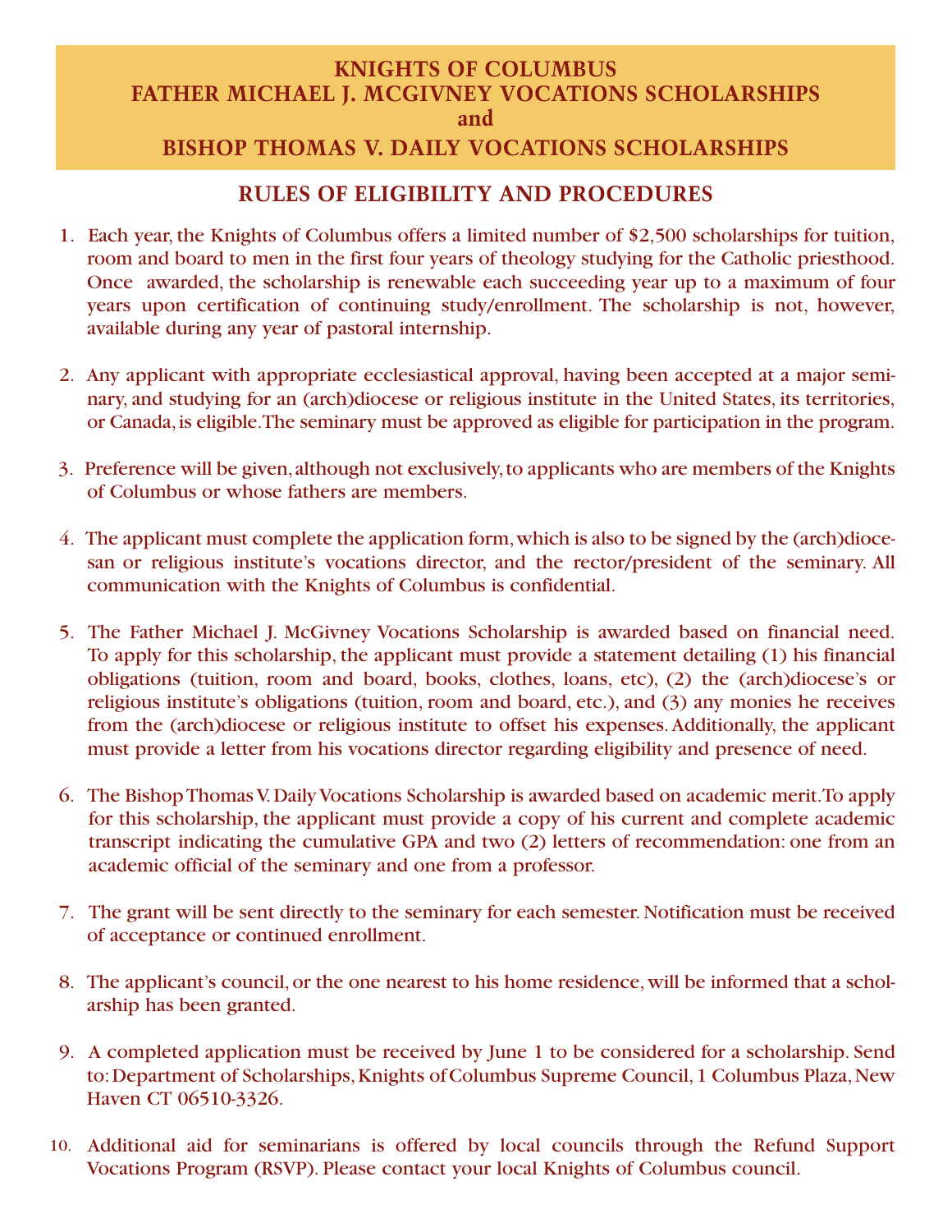# KNIGHTS OF COLUMBUS
# FATHER MICHAEL J. MCGIVNEY VOCATIONS SCHOLARSHIPS
# and
# BISHOP THOMAS V. DAILY VOCATIONS SCHOLARSHIPS

## RULES OF ELIGIBILITY AND PROCEDURES

1. Each year, the Knights of Columbus offers a limited number of $2,500 scholarships for tuition, room and board to men in the first four years of theology studying for the Catholic priesthood. Once awarded, the scholarship is renewable each succeeding year up to a maximum of four years upon certification of continuing study/enrollment. The scholarship is not, however, available during any year of pastoral internship.

2. Any applicant with appropriate ecclesiastical approval, having been accepted at a major seminary, and studying for an (arch)diocese or religious institute in the United States, its territories, or Canada, is eligible. The seminary must be approved as eligible for participation in the program.

3. Preference will be given, although not exclusively, to applicants who are members of the Knights of Columbus or whose fathers are members.

4. The applicant must complete the application form, which is also to be signed by the (arch)diocesan or religious institute's vocations director, and the rector/president of the seminary. All communication with the Knights of Columbus is confidential.

5. The Father Michael J. McGivney Vocations Scholarship is awarded based on financial need. To apply for this scholarship, the applicant must provide a statement detailing (1) his financial obligations (tuition, room and board, books, clothes, loans, etc), (2) the (arch)diocese's or religious institute's obligations (tuition, room and board, etc.), and (3) any monies he receives from the (arch)diocese or religious institute to offset his expenses. Additionally, the applicant must provide a letter from his vocations director regarding eligibility and presence of need.

6. The Bishop Thomas V. Daily Vocations Scholarship is awarded based on academic merit. To apply for this scholarship, the applicant must provide a copy of his current and complete academic transcript indicating the cumulative GPA and two (2) letters of recommendation: one from an academic official of the seminary and one from a professor.

7. The grant will be sent directly to the seminary for each semester. Notification must be received of acceptance or continued enrollment.

8. The applicant's council, or the one nearest to his home residence, will be informed that a scholarship has been granted.

9. A completed application must be received by June 1 to be considered for a scholarship. Send to: Department of Scholarships, Knights of Columbus Supreme Council, 1 Columbus Plaza, New Haven CT 06510-3326.

10. Additional aid for seminarians is offered by local councils through the Refund Support Vocations Program (RSVP). Please contact your local Knights of Columbus council.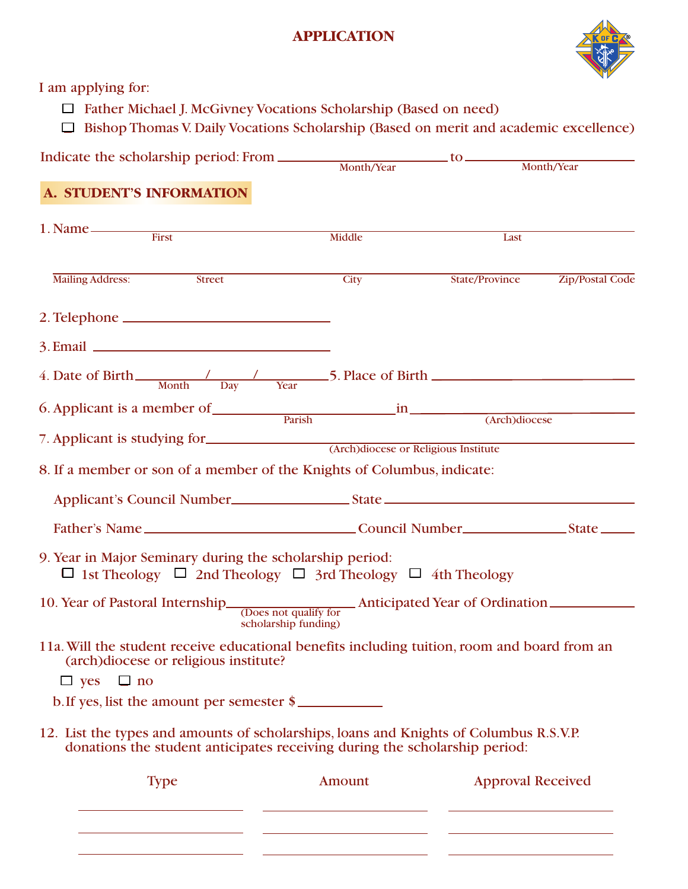# APPLICATION

I am applying for:

- ☐ Father Michael J. McGivney Vocations Scholarship (Based on need)
- ☐ Bishop Thomas V. Daily Vocations Scholarship (Based on merit and academic excellence)

Indicate the scholarship period: From ______________________ to ______________________
Month/Year Month/Year

## A. STUDENT'S INFORMATION

1. Name ____________________________________________________________
First Middle Last

____________________________________________________________
Mailing Address: Street City State/Province Zip/Postal Code

2. Telephone ______________________________

3. Email ______________________________

4. Date of Birth ________/________/________ 5. Place of Birth ______________________________
Month Day Year

6. Applicant is a member of ______________________ in ______________________
Parish (Arch)diocese

7. Applicant is studying for ____________________________________________
(Arch)diocese or Religious Institute

8. If a member or son of a member of the Knights of Columbus, indicate:

   Applicant's Council Number ________________ State ______________________________

   Father's Name ______________________ Council Number ______________ State ______

9. Year in Major Seminary during the scholarship period:
   ☐ 1st Theology ☐ 2nd Theology ☐ 3rd Theology ☐ 4th Theology

10. Year of Pastoral Internship ________________ Anticipated Year of Ordination ____________
(Does not qualify for scholarship funding)

11a. Will the student receive educational benefits including tuition, room and board from an (arch)diocese or religious institute?

   ☐ yes ☐ no

   b. If yes, list the amount per semester $ ____________

12. List the types and amounts of scholarships, loans and Knights of Columbus R.S.V.P. donations the student anticipates receiving during the scholarship period:

| Type | Amount | Approval Received |
|---|---|---|
| | | |
| | | |
| | | |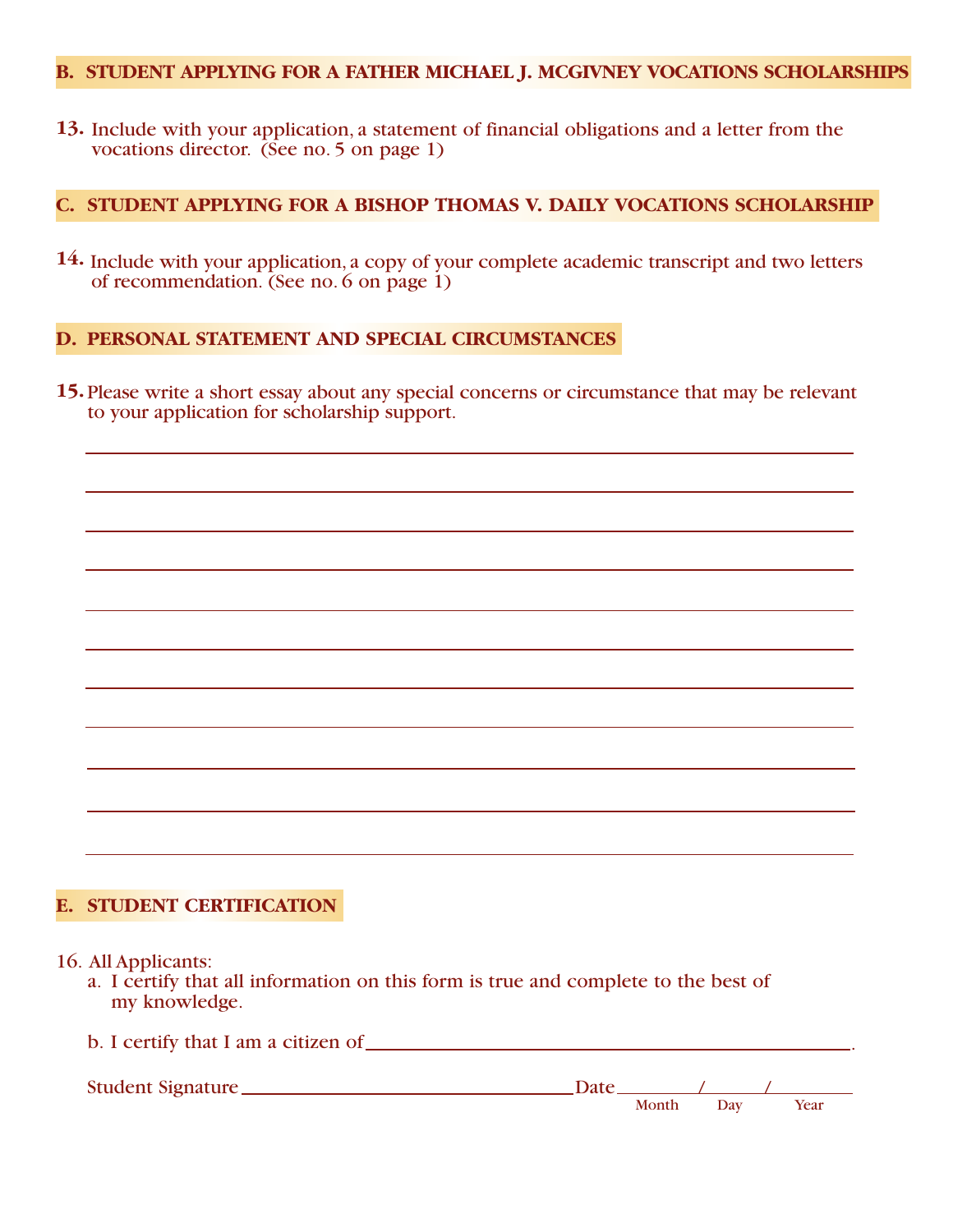## B. STUDENT APPLYING FOR A FATHER MICHAEL J. MCGIVNEY VOCATIONS SCHOLARSHIPS

**13.** Include with your application, a statement of financial obligations and a letter from the vocations director. (See no. 5 on page 1)

## C. STUDENT APPLYING FOR A BISHOP THOMAS V. DAILY VOCATIONS SCHOLARSHIP

**14.** Include with your application, a copy of your complete academic transcript and two letters of recommendation. (See no. 6 on page 1)

## D. PERSONAL STATEMENT AND SPECIAL CIRCUMSTANCES

**15.** Please write a short essay about any special concerns or circumstance that may be relevant to your application for scholarship support.

______________________________________________________________________

______________________________________________________________________

______________________________________________________________________

______________________________________________________________________

______________________________________________________________________

______________________________________________________________________

______________________________________________________________________

______________________________________________________________________

______________________________________________________________________

______________________________________________________________________

______________________________________________________________________

## E. STUDENT CERTIFICATION

16. All Applicants:
    a. I certify that all information on this form is true and complete to the best of my knowledge.

    b. I certify that I am a citizen of ______________________________.

Student Signature ______________________ Date ______ / ______ / ______
Month Day Year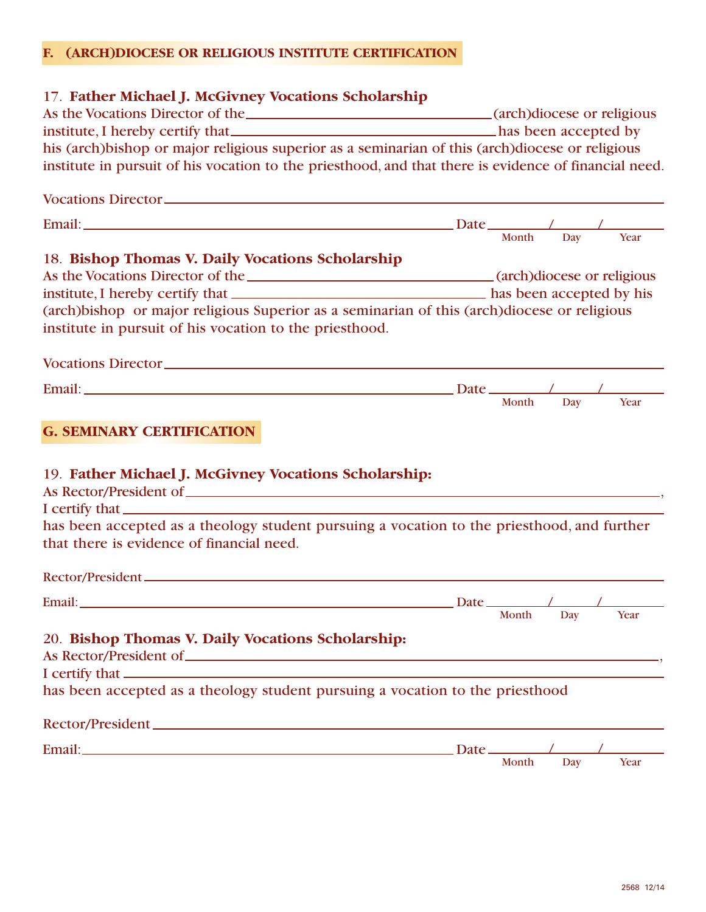## F. (ARCH)DIOCESE OR RELIGIOUS INSTITUTE CERTIFICATION

17. **Father Michael J. McGivney Vocations Scholarship**

As the Vocations Director of the ______________________________ (arch)diocese or religious institute, I hereby certify that ______________________________ has been accepted by his (arch)bishop or major religious superior as a seminarian of this (arch)diocese or religious institute in pursuit of his vocation to the priesthood, and that there is evidence of financial need.

Vocations Director ____________________________________________

Email: ______________________________ Date ______ / ______ / ______
Month Day Year

18. **Bishop Thomas V. Daily Vocations Scholarship**

As the Vocations Director of the ______________________________ (arch)diocese or religious institute, I hereby certify that ______________________________ has been accepted by his (arch)bishop or major religious Superior as a seminarian of this (arch)diocese or religious institute in pursuit of his vocation to the priesthood.

Vocations Director ____________________________________________

Email: ______________________________ Date ______ / ______ / ______
Month Day Year

## G. SEMINARY CERTIFICATION

19. **Father Michael J. McGivney Vocations Scholarship:**

As Rector/President of ____________________________________________,
I certify that ____________________________________________
has been accepted as a theology student pursuing a vocation to the priesthood, and further that there is evidence of financial need.

Rector/President ____________________________________________

Email: ______________________________ Date ______ / ______ / ______
Month Day Year

20. **Bishop Thomas V. Daily Vocations Scholarship:**

As Rector/President of ____________________________________________,
I certify that ____________________________________________
has been accepted as a theology student pursuing a vocation to the priesthood

Rector/President ____________________________________________

Email: ______________________________ Date ______ / ______ / ______
Month Day Year

2568 12/14